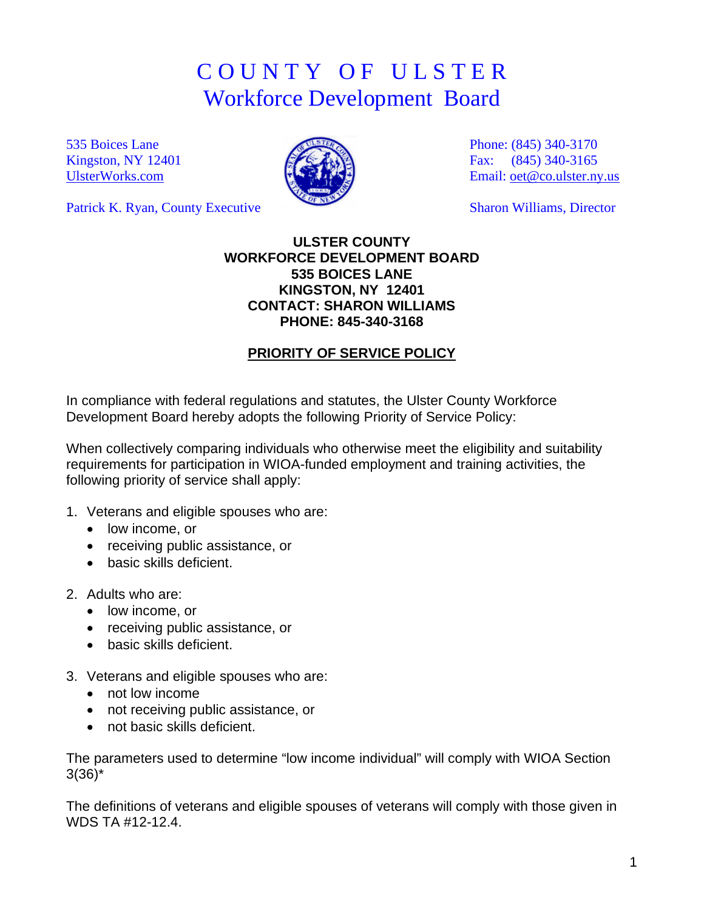# COUNTY OF ULSTER
## Workforce Development Board

535 Boices Lane
Kingston, NY 12401
UlsterWorks.com

Phone: (845) 340-3170
Fax: (845) 340-3165
Email: oet@co.ulster.ny.us

Patrick K. Ryan, County Executive

Sharon Williams, Director

**ULSTER COUNTY**
**WORKFORCE DEVELOPMENT BOARD**
**535 BOICES LANE**
**KINGSTON, NY 12401**
**CONTACT: SHARON WILLIAMS**
**PHONE: 845-340-3168**

## PRIORITY OF SERVICE POLICY

In compliance with federal regulations and statutes, the Ulster County Workforce Development Board hereby adopts the following Priority of Service Policy:

When collectively comparing individuals who otherwise meet the eligibility and suitability requirements for participation in WIOA-funded employment and training activities, the following priority of service shall apply:

1. Veterans and eligible spouses who are:
   - low income, or
   - receiving public assistance, or
   - basic skills deficient.

2. Adults who are:
   - low income, or
   - receiving public assistance, or
   - basic skills deficient.

3. Veterans and eligible spouses who are:
   - not low income
   - not receiving public assistance, or
   - not basic skills deficient.

The parameters used to determine "low income individual" will comply with WIOA Section 3(36)*

The definitions of veterans and eligible spouses of veterans will comply with those given in WDS TA #12-12.4.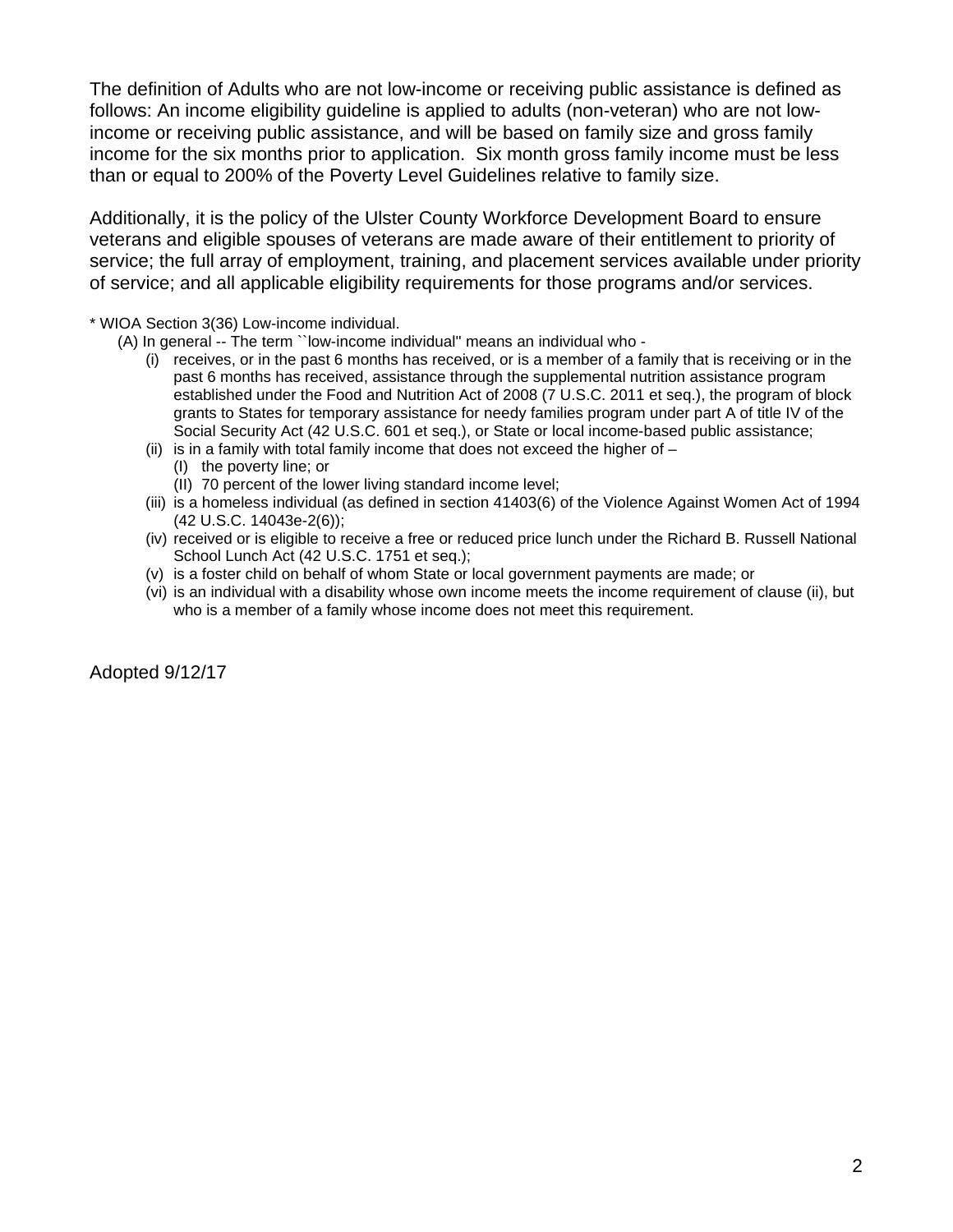The definition of Adults who are not low-income or receiving public assistance is defined as follows: An income eligibility guideline is applied to adults (non-veteran) who are not low-income or receiving public assistance, and will be based on family size and gross family income for the six months prior to application. Six month gross family income must be less than or equal to 200% of the Poverty Level Guidelines relative to family size.

Additionally, it is the policy of the Ulster County Workforce Development Board to ensure veterans and eligible spouses of veterans are made aware of their entitlement to priority of service; the full array of employment, training, and placement services available under priority of service; and all applicable eligibility requirements for those programs and/or services.

* WIOA Section 3(36) Low-income individual.

(A) In general -- The term ``low-income individual'' means an individual who -

- (i) receives, or in the past 6 months has received, or is a member of a family that is receiving or in the past 6 months has received, assistance through the supplemental nutrition assistance program established under the Food and Nutrition Act of 2008 (7 U.S.C. 2011 et seq.), the program of block grants to States for temporary assistance for needy families program under part A of title IV of the Social Security Act (42 U.S.C. 601 et seq.), or State or local income-based public assistance;
- (ii) is in a family with total family income that does not exceed the higher of –
  - (I) the poverty line; or
  - (II) 70 percent of the lower living standard income level;
- (iii) is a homeless individual (as defined in section 41403(6) of the Violence Against Women Act of 1994 (42 U.S.C. 14043e-2(6));
- (iv) received or is eligible to receive a free or reduced price lunch under the Richard B. Russell National School Lunch Act (42 U.S.C. 1751 et seq.);
- (v) is a foster child on behalf of whom State or local government payments are made; or
- (vi) is an individual with a disability whose own income meets the income requirement of clause (ii), but who is a member of a family whose income does not meet this requirement.

Adopted 9/12/17